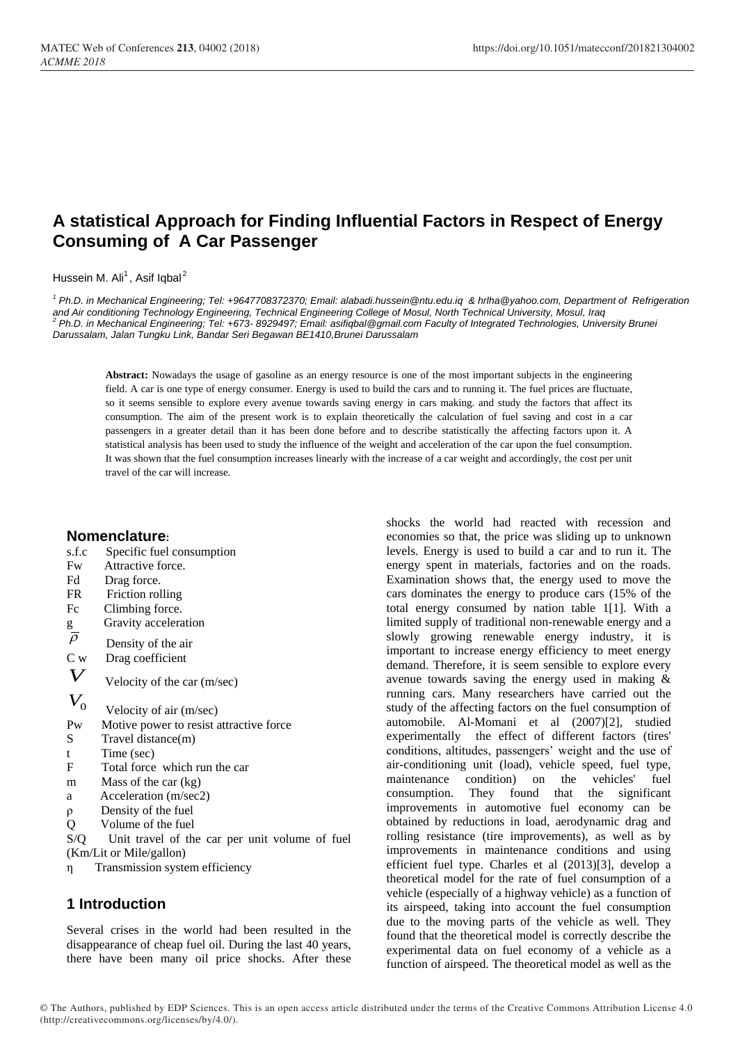# A statistical Approach for Finding Influential Factors in Respect of Energy Consuming of A Car Passenger

Hussein M. Ali[1], Asif Iqbal[2]

[1] Ph.D. in Mechanical Engineering; Tel: +9647708372370; Email: alabadi.hussein@ntu.edu.iq & hrlha@yahoo.com, Department of Refrigeration and Air conditioning Technology Engineering, Technical Engineering College of Mosul, North Technical University, Mosul, Iraq
[2] Ph.D. in Mechanical Engineering; Tel: +673- 8929497; Email: asifiqbal@gmail.com Faculty of Integrated Technologies, University Brunei Darussalam, Jalan Tungku Link, Bandar Seri Begawan BE1410,Brunei Darussalam

**Abstract:** Nowadays the usage of gasoline as an energy resource is one of the most important subjects in the engineering field. A car is one type of energy consumer. Energy is used to build the cars and to running it. The fuel prices are fluctuate, so it seems sensible to explore every avenue towards saving energy in cars making. and study the factors that affect its consumption. The aim of the present work is to explain theoretically the calculation of fuel saving and cost in a car passengers in a greater detail than it has been done before and to describe statistically the affecting factors upon it. A statistical analysis has been used to study the influence of the weight and acceleration of the car upon the fuel consumption. It was shown that the fuel consumption increases linearly with the increase of a car weight and accordingly, the cost per unit travel of the car will increase.

## Nomenclature:

s.f.c Specific fuel consumption
Fw Attractive force.
Fd Drag force.
FR Friction rolling
Fc Climbing force.
g Gravity acceleration
$\bar{\rho}$ Density of the air
C w Drag coefficient
$V$ Velocity of the car (m/sec)
$V_0$ Velocity of air (m/sec)
Pw Motive power to resist attractive force
S Travel distance(m)
t Time (sec)
F Total force which run the car
m Mass of the car (kg)
a Acceleration (m/sec2)
ρ Density of the fuel
Q Volume of the fuel
S/Q Unit travel of the car per unit volume of fuel (Km/Lit or Mile/gallon)
η Transmission system efficiency

## 1 Introduction

Several crises in the world had been resulted in the disappearance of cheap fuel oil. During the last 40 years, there have been many oil price shocks. After these shocks the world had reacted with recession and economies so that, the price was sliding up to unknown levels. Energy is used to build a car and to run it. The energy spent in materials, factories and on the roads. Examination shows that, the energy used to move the cars dominates the energy to produce cars (15% of the total energy consumed by nation table 1[1]. With a limited supply of traditional non-renewable energy and a slowly growing renewable energy industry, it is important to increase energy efficiency to meet energy demand. Therefore, it is seem sensible to explore every avenue towards saving the energy used in making & running cars. Many researchers have carried out the study of the affecting factors on the fuel consumption of automobile. Al-Momani et al (2007)[2], studied experimentally the effect of different factors (tires' conditions, altitudes, passengers' weight and the use of air-conditioning unit (load), vehicle speed, fuel type, maintenance condition) on the vehicles' fuel consumption. They found that the significant improvements in automotive fuel economy can be obtained by reductions in load, aerodynamic drag and rolling resistance (tire improvements), as well as by improvements in maintenance conditions and using efficient fuel type. Charles et al (2013)[3], develop a theoretical model for the rate of fuel consumption of a vehicle (especially of a highway vehicle) as a function of its airspeed, taking into account the fuel consumption due to the moving parts of the vehicle as well. They found that the theoretical model is correctly describe the experimental data on fuel economy of a vehicle as a function of airspeed. The theoretical model as well as the

© The Authors, published by EDP Sciences. This is an open access article distributed under the terms of the Creative Commons Attribution License 4.0 (http://creativecommons.org/licenses/by/4.0/).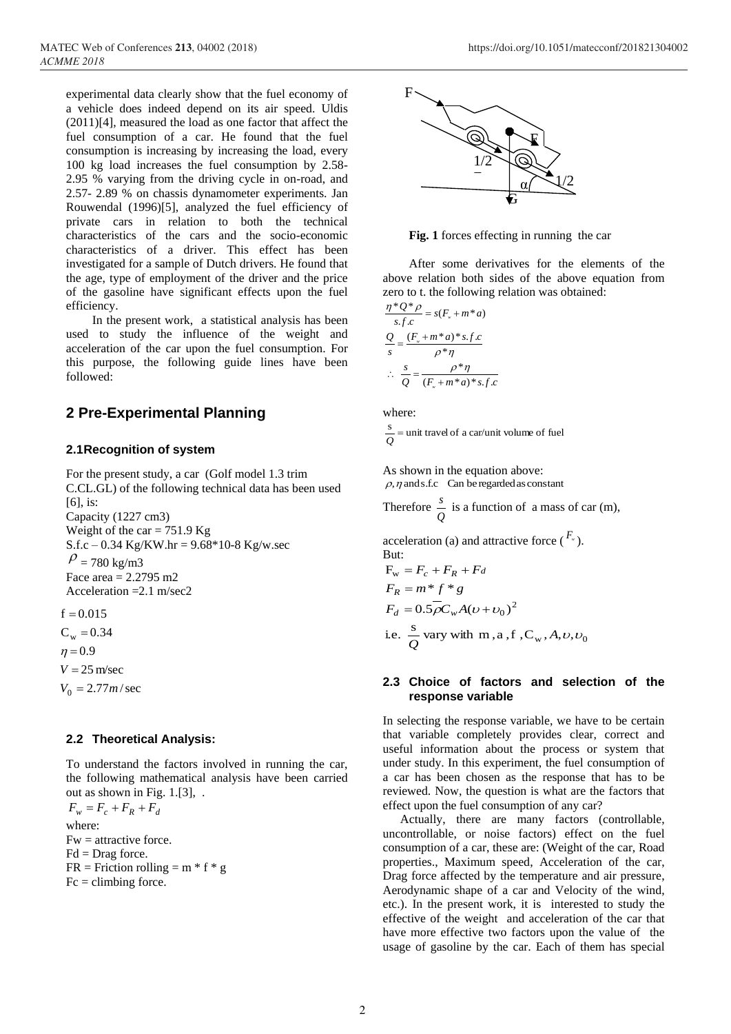experimental data clearly show that the fuel economy of a vehicle does indeed depend on its air speed. Uldis (2011)[4], measured the load as one factor that affect the fuel consumption of a car. He found that the fuel consumption is increasing by increasing the load, every 100 kg load increases the fuel consumption by 2.58-2.95 % varying from the driving cycle in on-road, and 2.57- 2.89 % on chassis dynamometer experiments. Jan Rouwendal (1996)[5], analyzed the fuel efficiency of private cars in relation to both the technical characteristics of the cars and the socio-economic characteristics of a driver. This effect has been investigated for a sample of Dutch drivers. He found that the age, type of employment of the driver and the price of the gasoline have significant effects upon the fuel efficiency.

In the present work, a statistical analysis has been used to study the influence of the weight and acceleration of the car upon the fuel consumption. For this purpose, the following guide lines have been followed:

## 2 Pre-Experimental Planning

### 2.1 Recognition of system

For the present study, a car (Golf model 1.3 trim C.CL.GL) of the following technical data has been used [6], is:

Capacity (1227 cm3)

Weight of the car = 751.9 Kg

S.f.c – 0.34 Kg/KW.hr = 9.68*10-8 Kg/w.sec

$\rho$ = 780 kg/m3

Face area = 2.2795 m2

Acceleration =2.1 m/sec2

$f = 0.015$

$C_w = 0.34$

$\eta = 0.9$

$V = 25\,\text{m/sec}$

$V_0 = 2.77\,m/\text{sec}$

### 2.2 Theoretical Analysis:

To understand the factors involved in running the car, the following mathematical analysis have been carried out as shown in Fig. 1.[3], .

$$F_w = F_c + F_R + F_d$$

where:

Fw = attractive force.

Fd = Drag force.

FR = Friction rolling = m * f * g

Fc = climbing force.

**Fig. 1** forces effecting in running the car

After some derivatives for the elements of the above relation both sides of the above equation from zero to t. the following relation was obtained:

$$\frac{\eta * Q * \rho}{s.f.c} = s(F_w + m * a)$$

$$\frac{Q}{s} = \frac{(F_w + m * a) * s.f.c}{\rho * \eta}$$

$$\therefore \frac{s}{Q} = \frac{\rho * \eta}{(F_w + m * a) * s.f.c}$$

where:

$\frac{s}{Q}$ = unit travel of a car/unit volume of fuel

As shown in the equation above:

$\rho, \eta$ and s.f.c Can be regarded as constant

Therefore $\frac{s}{Q}$ is a function of a mass of car (m), acceleration (a) and attractive force ($F_w$).

But:

$$F_w = F_c + F_R + F_d$$

$$F_R = m * f * g$$

$$F_d = 0.5\bar{\rho} C_w A(\upsilon + \upsilon_0)^2$$

i.e. $\frac{s}{Q}$ vary with $m, a, f, C_w, A, \upsilon, \upsilon_0$

### 2.3 Choice of factors and selection of the response variable

In selecting the response variable, we have to be certain that variable completely provides clear, correct and useful information about the process or system that under study. In this experiment, the fuel consumption of a car has been chosen as the response that has to be reviewed. Now, the question is what are the factors that effect upon the fuel consumption of any car?

Actually, there are many factors (controllable, uncontrollable, or noise factors) effect on the fuel consumption of a car, these are: (Weight of the car, Road properties., Maximum speed, Acceleration of the car, Drag force affected by the temperature and air pressure, Aerodynamic shape of a car and Velocity of the wind, etc.). In the present work, it is interested to study the effective of the weight and acceleration of the car that have more effective two factors upon the value of the usage of gasoline by the car. Each of them has special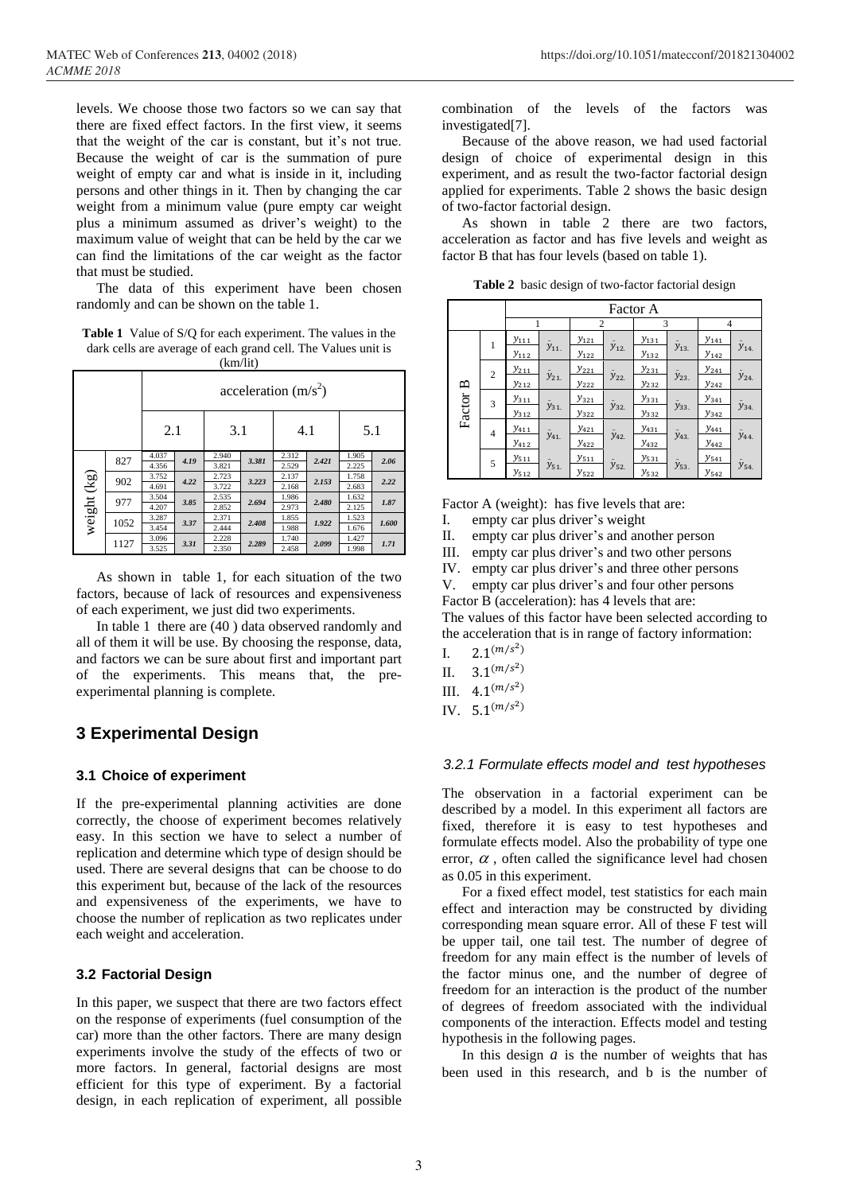levels. We choose those two factors so we can say that there are fixed effect factors. In the first view, it seems that the weight of the car is constant, but it's not true. Because the weight of car is the summation of pure weight of empty car and what is inside in it, including persons and other things in it. Then by changing the car weight from a minimum value (pure empty car weight plus a minimum assumed as driver's weight) to the maximum value of weight that can be held by the car we can find the limitations of the car weight as the factor that must be studied.

The data of this experiment have been chosen randomly and can be shown on the table 1.

**Table 1** Value of S/Q for each experiment. The values in the dark cells are average of each grand cell. The Values unit is (km/lit)

| | | acceleration (m/s$^2$) | | | | | | | |
|---|---|---|---|---|---|---|---|---|---|
| | | 2.1 | | 3.1 | | 4.1 | | 5.1 | |
| weight (kg) | 827 | 4.037 | *4.19* | 2.940 | *3.381* | 2.312 | *2.421* | 1.905 | *2.06* |
| | | 4.356 | | 3.821 | | 2.529 | | 2.225 | |
| | 902 | 3.752 | *4.22* | 2.723 | *3.223* | 2.137 | *2.153* | 1.758 | *2.22* |
| | | 4.691 | | 3.722 | | 2.168 | | 2.683 | |
| | 977 | 3.504 | *3.85* | 2.535 | *2.694* | 1.986 | *2.480* | 1.632 | *1.87* |
| | | 4.207 | | 2.852 | | 2.973 | | 2.125 | |
| | 1052 | 3.287 | *3.37* | 2.371 | *2.408* | 1.855 | *1.922* | 1.523 | *1.600* |
| | | 3.454 | | 2.444 | | 1.988 | | 1.676 | |
| | 1127 | 3.096 | *3.31* | 2.228 | *2.289* | 1.740 | *2.099* | 1.427 | *1.71* |
| | | 3.525 | | 2.350 | | 2.458 | | 1.998 | |

As shown in table 1, for each situation of the two factors, because of lack of resources and expensiveness of each experiment, we just did two experiments.

In table 1 there are (40 ) data observed randomly and all of them it will be use. By choosing the response, data, and factors we can be sure about first and important part of the experiments. This means that, the pre-experimental planning is complete.

## 3 Experimental Design

### 3.1 Choice of experiment

If the pre-experimental planning activities are done correctly, the choose of experiment becomes relatively easy. In this section we have to select a number of replication and determine which type of design should be used. There are several designs that can be choose to do this experiment but, because of the lack of the resources and expensiveness of the experiments, we have to choose the number of replication as two replicates under each weight and acceleration.

### 3.2 Factorial Design

In this paper, we suspect that there are two factors effect on the response of experiments (fuel consumption of the car) more than the other factors. There are many design experiments involve the study of the effects of two or more factors. In general, factorial designs are most efficient for this type of experiment. By a factorial design, in each replication of experiment, all possible combination of the levels of the factors was investigated[7].

Because of the above reason, we had used factorial design of choice of experimental design in this experiment, and as result the two-factor factorial design applied for experiments. Table 2 shows the basic design of two-factor factorial design.

As shown in table 2 there are two factors, acceleration as factor and has five levels and weight as factor B that has four levels (based on table 1).

**Table 2** basic design of two-factor factorial design

| | | Factor A | | | | | | | |
|---|---|---|---|---|---|---|---|---|---|
| | | 1 | | 2 | | 3 | | 4 | |
| Factor B | 1 | $y_{111}$ | $\bar{y}_{11.}$ | $y_{121}$ | $\bar{y}_{12.}$ | $y_{131}$ | $\bar{y}_{13.}$ | $y_{141}$ | $\bar{y}_{14.}$ |
| | | $y_{112}$ | | $y_{122}$ | | $y_{132}$ | | $y_{142}$ | |
| | 2 | $y_{211}$ | $\bar{y}_{21.}$ | $y_{221}$ | $\bar{y}_{22.}$ | $y_{231}$ | $\bar{y}_{23.}$ | $y_{241}$ | $\bar{y}_{24.}$ |
| | | $y_{212}$ | | $y_{222}$ | | $y_{232}$ | | $y_{242}$ | |
| | 3 | $y_{311}$ | $\bar{y}_{31.}$ | $y_{321}$ | $\bar{y}_{32.}$ | $y_{331}$ | $\bar{y}_{33.}$ | $y_{341}$ | $\bar{y}_{34.}$ |
| | | $y_{312}$ | | $y_{322}$ | | $y_{332}$ | | $y_{342}$ | |
| | 4 | $y_{411}$ | $\bar{y}_{41.}$ | $y_{421}$ | $\bar{y}_{42.}$ | $y_{431}$ | $\bar{y}_{43.}$ | $y_{441}$ | $\bar{y}_{44.}$ |
| | | $y_{412}$ | | $y_{422}$ | | $y_{432}$ | | $y_{442}$ | |
| | 5 | $y_{511}$ | $\bar{y}_{51.}$ | $y_{511}$ | $\bar{y}_{52.}$ | $y_{531}$ | $\bar{y}_{53.}$ | $y_{541}$ | $\bar{y}_{54.}$ |
| | | $y_{512}$ | | $y_{522}$ | | $y_{532}$ | | $y_{542}$ | |

Factor A (weight): has five levels that are:

I. empty car plus driver's weight
II. empty car plus driver's and another person
III. empty car plus driver's and two other persons
IV. empty car plus driver's and three other persons
V. empty car plus driver's and four other persons

Factor B (acceleration): has 4 levels that are:

The values of this factor have been selected according to the acceleration that is in range of factory information:

I. $2.1^{(m/s^2)}$
II. $3.1^{(m/s^2)}$
III. $4.1^{(m/s^2)}$
IV. $5.1^{(m/s^2)}$

#### *3.2.1 Formulate effects model and test hypotheses*

The observation in a factorial experiment can be described by a model. In this experiment all factors are fixed, therefore it is easy to test hypotheses and formulate effects model. Also the probability of type one error, $\alpha$ , often called the significance level had chosen as 0.05 in this experiment.

For a fixed effect model, test statistics for each main effect and interaction may be constructed by dividing corresponding mean square error. All of these F test will be upper tail, one tail test. The number of degree of freedom for any main effect is the number of levels of the factor minus one, and the number of degree of freedom for an interaction is the product of the number of degrees of freedom associated with the individual components of the interaction. Effects model and testing hypothesis in the following pages.

In this design $a$ is the number of weights that has been used in this research, and b is the number of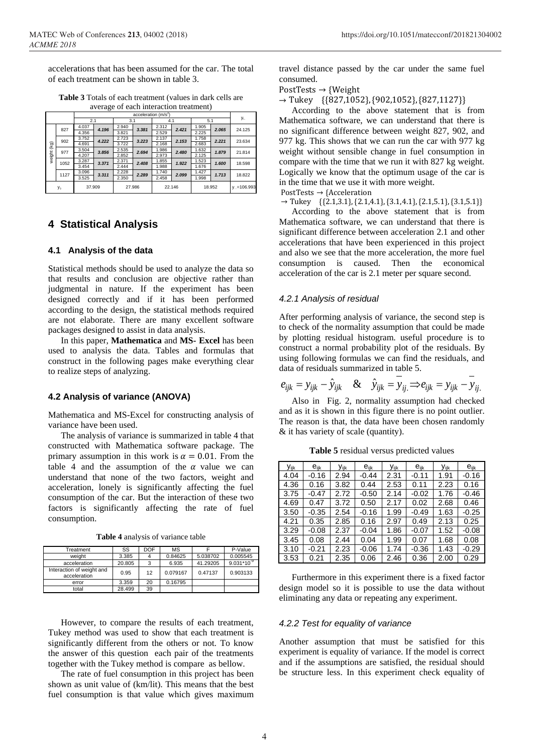accelerations that has been assumed for the car. The total of each treatment can be shown in table 3.

**Table 3** Totals of each treatment (values in dark cells are average of each interaction treatment)

| | | acceleration (m/s²) | | | | | | | | $y_{i.}$ |
|---|---|---|---|---|---|---|---|---|---|---|
| | | 2.1 | | 3.1 | | 4.1 | | 5.1 | | |
| weight (kg) | 827 | 4.037 | *4.196* | 2.940 | *3.381* | 2.312 | *2.421* | 1.905 | *2.065* | 24.125 |
| | | 4.356 | | 3.821 | | 2.529 | | 2.225 | | |
| | 902 | 3.752 | *4.222* | 2.723 | *3.223* | 2.137 | *2.153* | 1.758 | *2.221* | 23.634 |
| | | 4.691 | | 3.722 | | 2.168 | | 2.683 | | |
| | 977 | 3.504 | *3.856* | 2.535 | *2.694* | 1.986 | *2.480* | 1.632 | *1.879* | 21.814 |
| | | 4.207 | | 2.852 | | 2.973 | | 2.125 | | |
| | 1052 | 3.287 | *3.371* | 2.371 | *2.408* | 1.855 | *1.922* | 1.523 | *1.600* | 18.598 |
| | | 3.454 | | 2.444 | | 1.988 | | 1.676 | | |
| | 1127 | 3.096 | *3.311* | 2.228 | *2.289* | 1.740 | *2.099* | 1.427 | *1.713* | 18.822 |
| | | 3.525 | | 2.350 | | 2.458 | | 1.998 | | |
| $y_{.j}$ | | 37.909 | | 27.986 | | 22.146 | | 18.952 | | $y_{..}$=106.993 |

## 4 Statistical Analysis

### 4.1 Analysis of the data

Statistical methods should be used to analyze the data so that results and conclusion are objective rather than judgmental in nature. If the experiment has been designed correctly and if it has been performed according to the design, the statistical methods required are not elaborate. There are many excellent software packages designed to assist in data analysis.

In this paper, **Mathematica** and **MS- Excel** has been used to analysis the data. Tables and formulas that construct in the following pages make everything clear to realize steps of analyzing.

### 4.2 Analysis of variance (ANOVA)

Mathematica and MS-Excel for constructing analysis of variance have been used.

The analysis of variance is summarized in table 4 that constructed with Mathematica software package. The primary assumption in this work is $\alpha = 0.01$. From the table 4 and the assumption of the $\alpha$ value we can understand that none of the two factors, weight and acceleration, lonely is significantly affecting the fuel consumption of the car. But the interaction of these two factors is significantly affecting the rate of fuel consumption.

**Table 4** analysis of variance table

| Treatment | SS | DOF | MS | F | P-Value |
|---|---|---|---|---|---|
| weight | 3.385 | 4 | 0.84625 | 5.038702 | 0.005545 |
| acceleration | 20.805 | 3 | 6.935 | 41.29205 | $9.031 \times 10^{-9}$ |
| Interaction of weight and acceleration | 0.95 | 12 | 0.079167 | 0.47137 | 0.903133 |
| error | 3.359 | 20 | 0.16795 | | |
| total | 28.499 | 39 | | | |

However, to compare the results of each treatment, Tukey method was used to show that each treatment is significantly different from the others or not. To know the answer of this question each pair of the treatments together with the Tukey method is compare as bellow.

The rate of fuel consumption in this project has been shown as unit value of (km/lit). This means that the best fuel consumption is that value which gives maximum travel distance passed by the car under the same fuel consumed.

PostTests → {Weight
→ Tukey {{827,1052},{902,1052},{827,1127}}

According to the above statement that is from Mathematica software, we can understand that there is no significant difference between weight 827, 902, and 977 kg. This shows that we can run the car with 977 kg weight without sensible change in fuel consumption in compare with the time that we run it with 827 kg weight. Logically we know that the optimum usage of the car is in the time that we use it with more weight.

PostTests → {Acceleration
→ Tukey {{2.1,3.1},{2.1,4.1},{3.1,4.1},{2.1,5.1},{3.1,5.1}}

According to the above statement that is from Mathematica software, we can understand that there is significant difference between acceleration 2.1 and other accelerations that have been experienced in this project and also we see that the more acceleration, the more fuel consumption is caused. Then the economical acceleration of the car is 2.1 meter per square second.

#### 4.2.1 Analysis of residual

After performing analysis of variance, the second step is to check of the normality assumption that could be made by plotting residual histogram. useful procedure is to construct a normal probability plot of the residuals. By using following formulas we can find the residuals, and data of residuals summarized in table 5.

$$e_{ijk} = y_{ijk} - \hat{y}_{ijk} \quad \& \quad \hat{y}_{ijk} = \overline{y}_{ij.} \Rightarrow e_{ijk} = y_{ijk} - \overline{y}_{ij.}$$

Also in Fig. 2, normality assumption had checked and as it is shown in this figure there is no point outlier. The reason is that, the data have been chosen randomly & it has variety of scale (quantity).

**Table 5** residual versus predicted values

| $y_{ijk}$ | $e_{ijk}$ | $y_{ijk}$ | $e_{ijk}$ | $y_{ijk}$ | $e_{ijk}$ | $y_{ijk}$ | $e_{ijk}$ |
|---|---|---|---|---|---|---|---|
| 4.04 | -0.16 | 2.94 | -0.44 | 2.31 | -0.11 | 1.91 | -0.16 |
| 4.36 | 0.16 | 3.82 | 0.44 | 2.53 | 0.11 | 2.23 | 0.16 |
| 3.75 | -0.47 | 2.72 | -0.50 | 2.14 | -0.02 | 1.76 | -0.46 |
| 4.69 | 0.47 | 3.72 | 0.50 | 2.17 | 0.02 | 2.68 | 0.46 |
| 3.50 | -0.35 | 2.54 | -0.16 | 1.99 | -0.49 | 1.63 | -0.25 |
| 4.21 | 0.35 | 2.85 | 0.16 | 2.97 | 0.49 | 2.13 | 0.25 |
| 3.29 | -0.08 | 2.37 | -0.04 | 1.86 | -0.07 | 1.52 | -0.08 |
| 3.45 | 0.08 | 2.44 | 0.04 | 1.99 | 0.07 | 1.68 | 0.08 |
| 3.10 | -0.21 | 2.23 | -0.06 | 1.74 | -0.36 | 1.43 | -0.29 |
| 3.53 | 0.21 | 2.35 | 0.06 | 2.46 | 0.36 | 2.00 | 0.29 |

Furthermore in this experiment there is a fixed factor design model so it is possible to use the data without eliminating any data or repeating any experiment.

#### 4.2.2 Test for equality of variance

Another assumption that must be satisfied for this experiment is equality of variance. If the model is correct and if the assumptions are satisfied, the residual should be structure less. In this experiment check equality of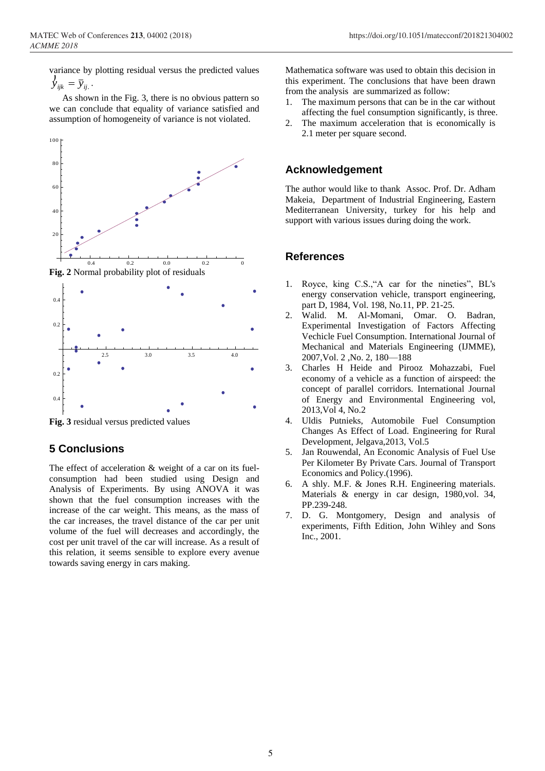variance by plotting residual versus the predicted values $\hat{y}_{ijk} = \bar{y}_{ij.}$.

As shown in the Fig. 3, there is no obvious pattern so we can conclude that equality of variance satisfied and assumption of homogeneity of variance is not violated.

100
80
60
40
20
0.4
0.2
0.0
0.2
0

**Fig. 2** Normal probability plot of residuals

0.4
0.2
2.5
3.0
3.5
4.0
0.2
0.4

**Fig. 3** residual versus predicted values

## 5 Conclusions

The effect of acceleration & weight of a car on its fuel-consumption had been studied using Design and Analysis of Experiments. By using ANOVA it was shown that the fuel consumption increases with the increase of the car weight. This means, as the mass of the car increases, the travel distance of the car per unit volume of the fuel will decreases and accordingly, the cost per unit travel of the car will increase. As a result of this relation, it seems sensible to explore every avenue towards saving energy in cars making.

Mathematica software was used to obtain this decision in this experiment. The conclusions that have been drawn from the analysis are summarized as follow:

1. The maximum persons that can be in the car without affecting the fuel consumption significantly, is three.
2. The maximum acceleration that is economically is 2.1 meter per square second.

## Acknowledgement

The author would like to thank Assoc. Prof. Dr. Adham Makeia, Department of Industrial Engineering, Eastern Mediterranean University, turkey for his help and support with various issues during doing the work.

## References

1. Royce, king C.S.,"A car for the nineties", BL's energy conservation vehicle, transport engineering, part D, 1984, Vol. 198, No.11, PP. 21-25.
2. Walid. M. Al-Momani, Omar. O. Badran, Experimental Investigation of Factors Affecting Vechicle Fuel Consumption. International Journal of Mechanical and Materials Engineering (IJMME), 2007,Vol. 2 ,No. 2, 180—188
3. Charles H Heide and Pirooz Mohazzabi, Fuel economy of a vehicle as a function of airspeed: the concept of parallel corridors. International Journal of Energy and Environmental Engineering vol, 2013,Vol 4, No.2
4. Uldis Putnieks, Automobile Fuel Consumption Changes As Effect of Load. Engineering for Rural Development, Jelgava,2013, Vol.5
5. Jan Rouwendal, An Economic Analysis of Fuel Use Per Kilometer By Private Cars. Journal of Transport Economics and Policy.(1996).
6. A shly. M.F. & Jones R.H. Engineering materials. Materials & energy in car design, 1980,vol. 34, PP.239-248.
7. D. G. Montgomery, Design and analysis of experiments, Fifth Edition, John Wihley and Sons Inc., 2001.